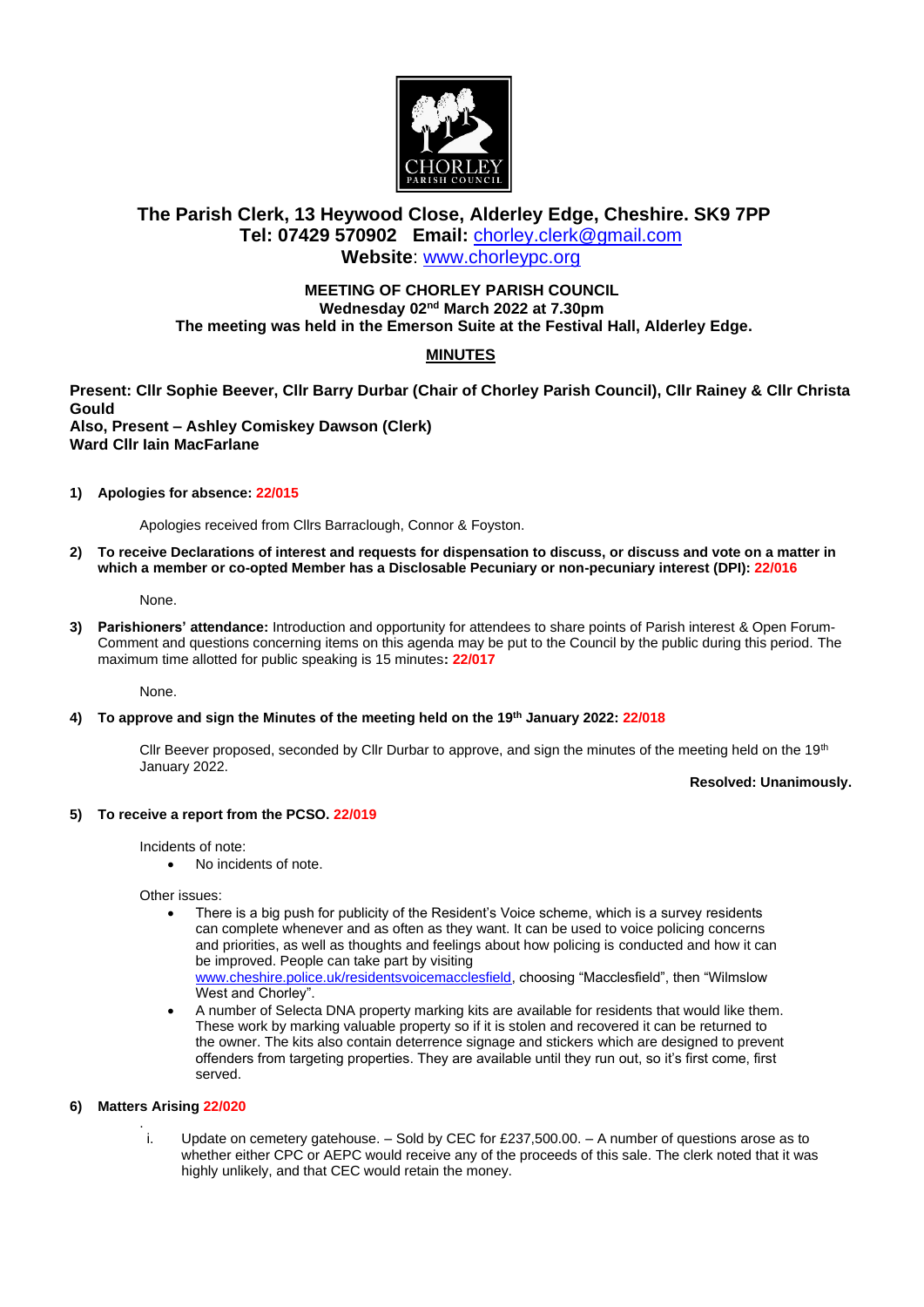**The Parish Clerk, 13 Heywood Close, Alderley Edge, Cheshire. SK9 7PP**
**Tel: 07429 570902 Email:** chorley.clerk@gmail.com
**Website**: www.chorleypc.org

**MEETING OF CHORLEY PARISH COUNCIL**
**Wednesday 02nd March 2022 at 7.30pm**
**The meeting was held in the Emerson Suite at the Festival Hall, Alderley Edge.**

## MINUTES

**Present: Cllr Sophie Beever, Cllr Barry Durbar (Chair of Chorley Parish Council), Cllr Rainey & Cllr Christa Gould**
**Also, Present – Ashley Comiskey Dawson (Clerk)**
**Ward Cllr Iain MacFarlane**

**1) Apologies for absence: 22/015**

Apologies received from Cllrs Barraclough, Connor & Foyston.

**2) To receive Declarations of interest and requests for dispensation to discuss, or discuss and vote on a matter in which a member or co-opted Member has a Disclosable Pecuniary or non-pecuniary interest (DPI): 22/016**

None.

**3) Parishioners' attendance:** Introduction and opportunity for attendees to share points of Parish interest & Open Forum- Comment and questions concerning items on this agenda may be put to the Council by the public during this period. The maximum time allotted for public speaking is 15 minutes**: 22/017**

None.

**4) To approve and sign the Minutes of the meeting held on the 19th January 2022: 22/018**

Cllr Beever proposed, seconded by Cllr Durbar to approve, and sign the minutes of the meeting held on the 19th January 2022.

**Resolved: Unanimously.**

**5) To receive a report from the PCSO. 22/019**

Incidents of note:

- No incidents of note.

Other issues:

- There is a big push for publicity of the Resident's Voice scheme, which is a survey residents can complete whenever and as often as they want. It can be used to voice policing concerns and priorities, as well as thoughts and feelings about how policing is conducted and how it can be improved. People can take part by visiting www.cheshire.police.uk/residentsvoicemacclesfield, choosing "Macclesfield", then "Wilmslow West and Chorley".
- A number of Selecta DNA property marking kits are available for residents that would like them. These work by marking valuable property so if it is stolen and recovered it can be returned to the owner. The kits also contain deterrence signage and stickers which are designed to prevent offenders from targeting properties. They are available until they run out, so it's first come, first served.

**6) Matters Arising 22/020**

i. Update on cemetery gatehouse. – Sold by CEC for £237,500.00. – A number of questions arose as to whether either CPC or AEPC would receive any of the proceeds of this sale. The clerk noted that it was highly unlikely, and that CEC would retain the money.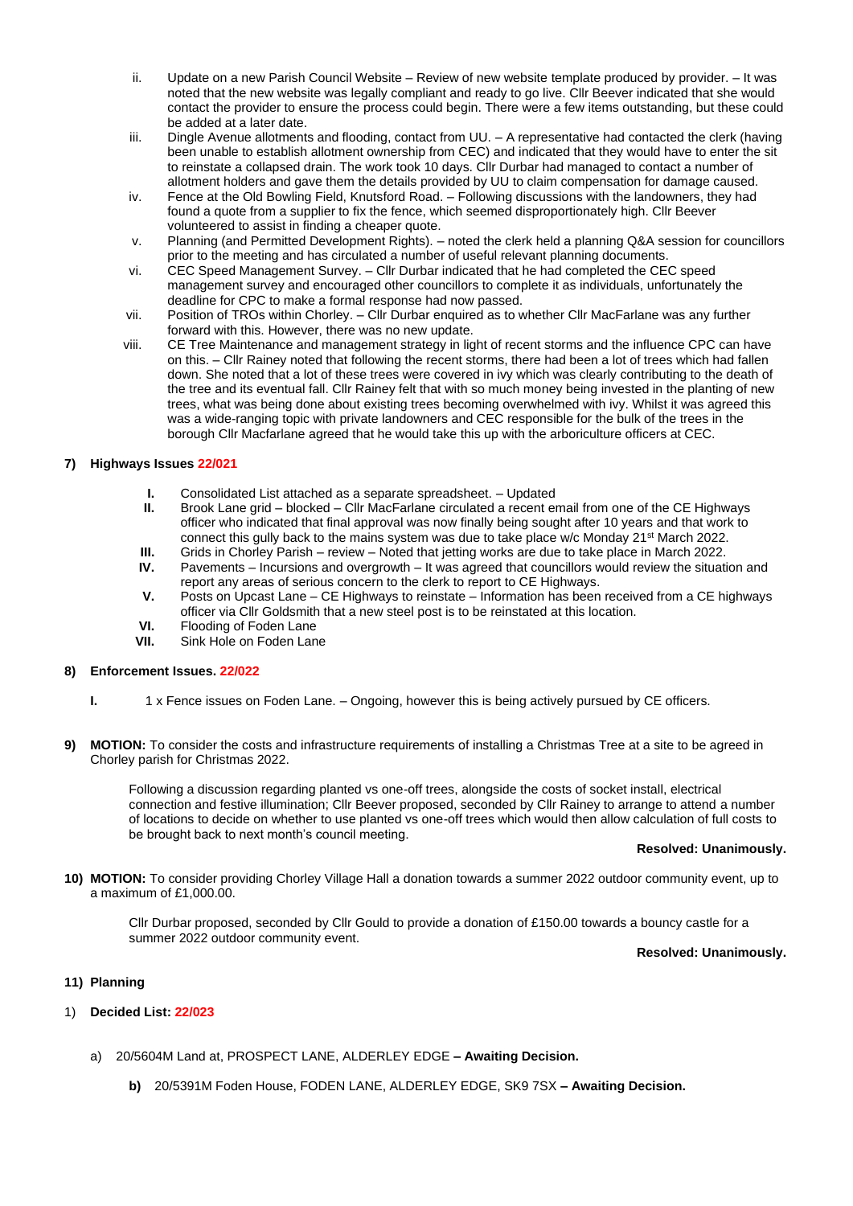ii. Update on a new Parish Council Website – Review of new website template produced by provider. – It was noted that the new website was legally compliant and ready to go live. Cllr Beever indicated that she would contact the provider to ensure the process could begin. There were a few items outstanding, but these could be added at a later date.

iii. Dingle Avenue allotments and flooding, contact from UU. – A representative had contacted the clerk (having been unable to establish allotment ownership from CEC) and indicated that they would have to enter the sit to reinstate a collapsed drain. The work took 10 days. Cllr Durbar had managed to contact a number of allotment holders and gave them the details provided by UU to claim compensation for damage caused.

iv. Fence at the Old Bowling Field, Knutsford Road. – Following discussions with the landowners, they had found a quote from a supplier to fix the fence, which seemed disproportionately high. Cllr Beever volunteered to assist in finding a cheaper quote.

v. Planning (and Permitted Development Rights). – noted the clerk held a planning Q&A session for councillors prior to the meeting and has circulated a number of useful relevant planning documents.

vi. CEC Speed Management Survey. – Cllr Durbar indicated that he had completed the CEC speed management survey and encouraged other councillors to complete it as individuals, unfortunately the deadline for CPC to make a formal response had now passed.

vii. Position of TROs within Chorley. – Cllr Durbar enquired as to whether Cllr MacFarlane was any further forward with this. However, there was no new update.

viii. CE Tree Maintenance and management strategy in light of recent storms and the influence CPC can have on this. – Cllr Rainey noted that following the recent storms, there had been a lot of trees which had fallen down. She noted that a lot of these trees were covered in ivy which was clearly contributing to the death of the tree and its eventual fall. Cllr Rainey felt that with so much money being invested in the planting of new trees, what was being done about existing trees becoming overwhelmed with ivy. Whilst it was agreed this was a wide-ranging topic with private landowners and CEC responsible for the bulk of the trees in the borough Cllr Macfarlane agreed that he would take this up with the arboriculture officers at CEC.

**7) Highways Issues 22/021**

**I.** Consolidated List attached as a separate spreadsheet. – Updated

**II.** Brook Lane grid – blocked – Cllr MacFarlane circulated a recent email from one of the CE Highways officer who indicated that final approval was now finally being sought after 10 years and that work to connect this gully back to the mains system was due to take place w/c Monday 21st March 2022.

**III.** Grids in Chorley Parish – review – Noted that jetting works are due to take place in March 2022.

**IV.** Pavements – Incursions and overgrowth – It was agreed that councillors would review the situation and report any areas of serious concern to the clerk to report to CE Highways.

**V.** Posts on Upcast Lane – CE Highways to reinstate – Information has been received from a CE highways officer via Cllr Goldsmith that a new steel post is to be reinstated at this location.

**VI.** Flooding of Foden Lane

**VII.** Sink Hole on Foden Lane

**8) Enforcement Issues. 22/022**

**I.** 1 x Fence issues on Foden Lane. – Ongoing, however this is being actively pursued by CE officers.

**9) MOTION:** To consider the costs and infrastructure requirements of installing a Christmas Tree at a site to be agreed in Chorley parish for Christmas 2022.

Following a discussion regarding planted vs one-off trees, alongside the costs of socket install, electrical connection and festive illumination; Cllr Beever proposed, seconded by Cllr Rainey to arrange to attend a number of locations to decide on whether to use planted vs one-off trees which would then allow calculation of full costs to be brought back to next month's council meeting.

**Resolved: Unanimously.**

**10) MOTION:** To consider providing Chorley Village Hall a donation towards a summer 2022 outdoor community event, up to a maximum of £1,000.00.

Cllr Durbar proposed, seconded by Cllr Gould to provide a donation of £150.00 towards a bouncy castle for a summer 2022 outdoor community event.

**Resolved: Unanimously.**

**11) Planning**

1) **Decided List: 22/023**

a) 20/5604M Land at, PROSPECT LANE, ALDERLEY EDGE **– Awaiting Decision.**

**b)** 20/5391M Foden House, FODEN LANE, ALDERLEY EDGE, SK9 7SX **– Awaiting Decision.**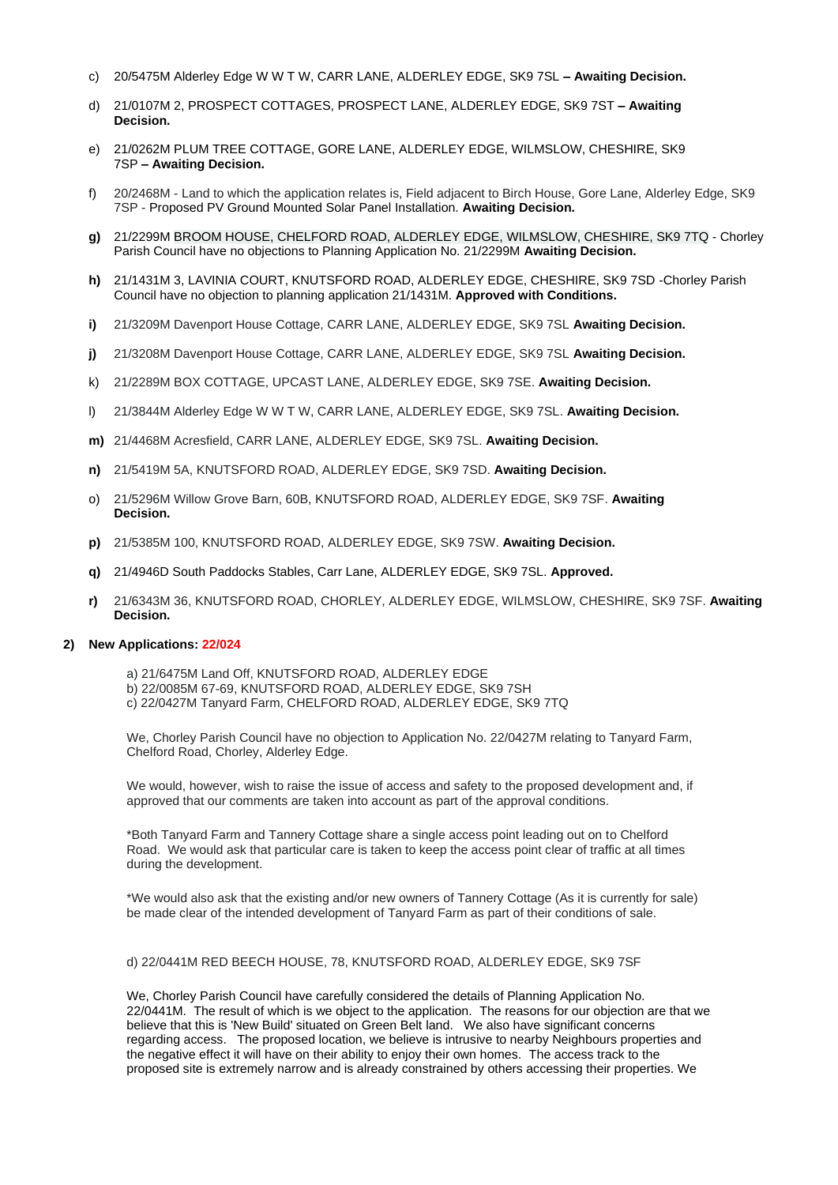c) 20/5475M Alderley Edge W W T W, CARR LANE, ALDERLEY EDGE, SK9 7SL **– Awaiting Decision.**

d) 21/0107M 2, PROSPECT COTTAGES, PROSPECT LANE, ALDERLEY EDGE, SK9 7ST **– Awaiting Decision.**

e) 21/0262M PLUM TREE COTTAGE, GORE LANE, ALDERLEY EDGE, WILMSLOW, CHESHIRE, SK9 7SP **– Awaiting Decision.**

f) 20/2468M - Land to which the application relates is, Field adjacent to Birch House, Gore Lane, Alderley Edge, SK9 7SP - Proposed PV Ground Mounted Solar Panel Installation. **Awaiting Decision.**

**g)** 21/2299M BROOM HOUSE, CHELFORD ROAD, ALDERLEY EDGE, WILMSLOW, CHESHIRE, SK9 7TQ - Chorley Parish Council have no objections to Planning Application No. 21/2299M **Awaiting Decision.**

**h)** 21/1431M 3, LAVINIA COURT, KNUTSFORD ROAD, ALDERLEY EDGE, CHESHIRE, SK9 7SD -Chorley Parish Council have no objection to planning application 21/1431M. **Approved with Conditions.**

**i)** 21/3209M Davenport House Cottage, CARR LANE, ALDERLEY EDGE, SK9 7SL **Awaiting Decision.**

**j)** 21/3208M Davenport House Cottage, CARR LANE, ALDERLEY EDGE, SK9 7SL **Awaiting Decision.**

k) 21/2289M BOX COTTAGE, UPCAST LANE, ALDERLEY EDGE, SK9 7SE. **Awaiting Decision.**

l) 21/3844M Alderley Edge W W T W, CARR LANE, ALDERLEY EDGE, SK9 7SL. **Awaiting Decision.**

**m)** 21/4468M Acresfield, CARR LANE, ALDERLEY EDGE, SK9 7SL. **Awaiting Decision.**

**n)** 21/5419M 5A, KNUTSFORD ROAD, ALDERLEY EDGE, SK9 7SD. **Awaiting Decision.**

o) 21/5296M Willow Grove Barn, 60B, KNUTSFORD ROAD, ALDERLEY EDGE, SK9 7SF. **Awaiting Decision.**

**p)** 21/5385M 100, KNUTSFORD ROAD, ALDERLEY EDGE, SK9 7SW. **Awaiting Decision.**

**q)** 21/4946D South Paddocks Stables, Carr Lane, ALDERLEY EDGE, SK9 7SL. **Approved.**

**r)** 21/6343M 36, KNUTSFORD ROAD, CHORLEY, ALDERLEY EDGE, WILMSLOW, CHESHIRE, SK9 7SF. **Awaiting Decision.**

**2) New Applications: 22/024**

a) 21/6475M Land Off, KNUTSFORD ROAD, ALDERLEY EDGE
b) 22/0085M 67-69, KNUTSFORD ROAD, ALDERLEY EDGE, SK9 7SH
c) 22/0427M Tanyard Farm, CHELFORD ROAD, ALDERLEY EDGE, SK9 7TQ

We, Chorley Parish Council have no objection to Application No. 22/0427M relating to Tanyard Farm, Chelford Road, Chorley, Alderley Edge.

We would, however, wish to raise the issue of access and safety to the proposed development and, if approved that our comments are taken into account as part of the approval conditions.

*Both Tanyard Farm and Tannery Cottage share a single access point leading out on to Chelford Road. We would ask that particular care is taken to keep the access point clear of traffic at all times during the development.

*We would also ask that the existing and/or new owners of Tannery Cottage (As it is currently for sale) be made clear of the intended development of Tanyard Farm as part of their conditions of sale.

d) 22/0441M RED BEECH HOUSE, 78, KNUTSFORD ROAD, ALDERLEY EDGE, SK9 7SF

We, Chorley Parish Council have carefully considered the details of Planning Application No. 22/0441M. The result of which is we object to the application. The reasons for our objection are that we believe that this is 'New Build' situated on Green Belt land. We also have significant concerns regarding access. The proposed location, we believe is intrusive to nearby Neighbours properties and the negative effect it will have on their ability to enjoy their own homes. The access track to the proposed site is extremely narrow and is already constrained by others accessing their properties. We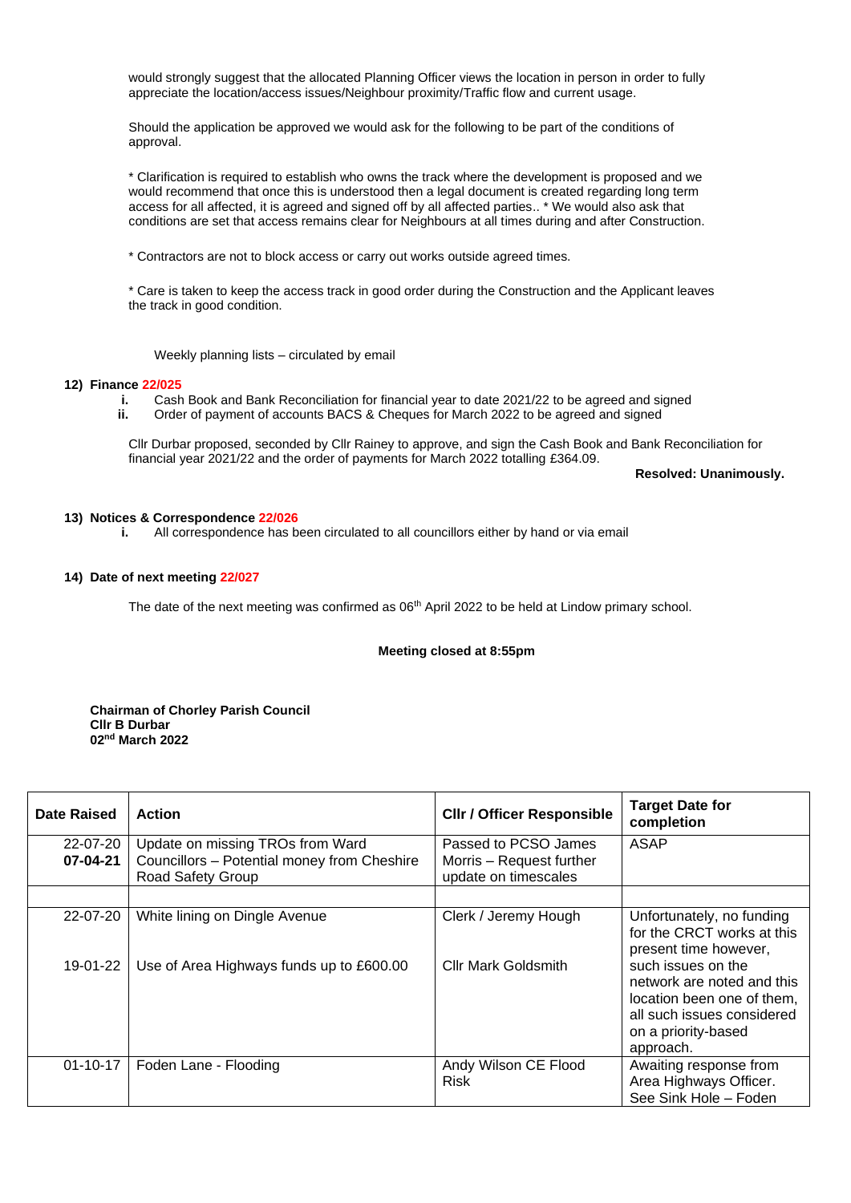would strongly suggest that the allocated Planning Officer views the location in person in order to fully appreciate the location/access issues/Neighbour proximity/Traffic flow and current usage.

Should the application be approved we would ask for the following to be part of the conditions of approval.

* Clarification is required to establish who owns the track where the development is proposed and we would recommend that once this is understood then a legal document is created regarding long term access for all affected, it is agreed and signed off by all affected parties.. * We would also ask that conditions are set that access remains clear for Neighbours at all times during and after Construction.

* Contractors are not to block access or carry out works outside agreed times.

* Care is taken to keep the access track in good order during the Construction and the Applicant leaves the track in good condition.

Weekly planning lists – circulated by email

**12) Finance 22/025**

- **i.** Cash Book and Bank Reconciliation for financial year to date 2021/22 to be agreed and signed
- **ii.** Order of payment of accounts BACS & Cheques for March 2022 to be agreed and signed

Cllr Durbar proposed, seconded by Cllr Rainey to approve, and sign the Cash Book and Bank Reconciliation for financial year 2021/22 and the order of payments for March 2022 totalling £364.09.

**Resolved: Unanimously.**

**13) Notices & Correspondence 22/026**

- **i.** All correspondence has been circulated to all councillors either by hand or via email

**14) Date of next meeting 22/027**

The date of the next meeting was confirmed as 06th April 2022 to be held at Lindow primary school.

**Meeting closed at 8:55pm**

**Chairman of Chorley Parish Council**
**Cllr B Durbar**
**02nd March 2022**

| Date Raised | Action | Cllr / Officer Responsible | Target Date for completion |
|---|---|---|---|
| 22-07-20<br>**07-04-21** | Update on missing TROs from Ward Councillors – Potential money from Cheshire Road Safety Group | Passed to PCSO James Morris – Request further update on timescales | ASAP |
| | | | |
| 22-07-20<br><br>19-01-22 | White lining on Dingle Avenue<br><br>Use of Area Highways funds up to £600.00 | Clerk / Jeremy Hough<br><br>Cllr Mark Goldsmith | Unfortunately, no funding for the CRCT works at this present time however, such issues on the network are noted and this location been one of them, all such issues considered on a priority-based approach. |
| 01-10-17 | Foden Lane - Flooding | Andy Wilson CE Flood Risk | Awaiting response from Area Highways Officer. See Sink Hole – Foden |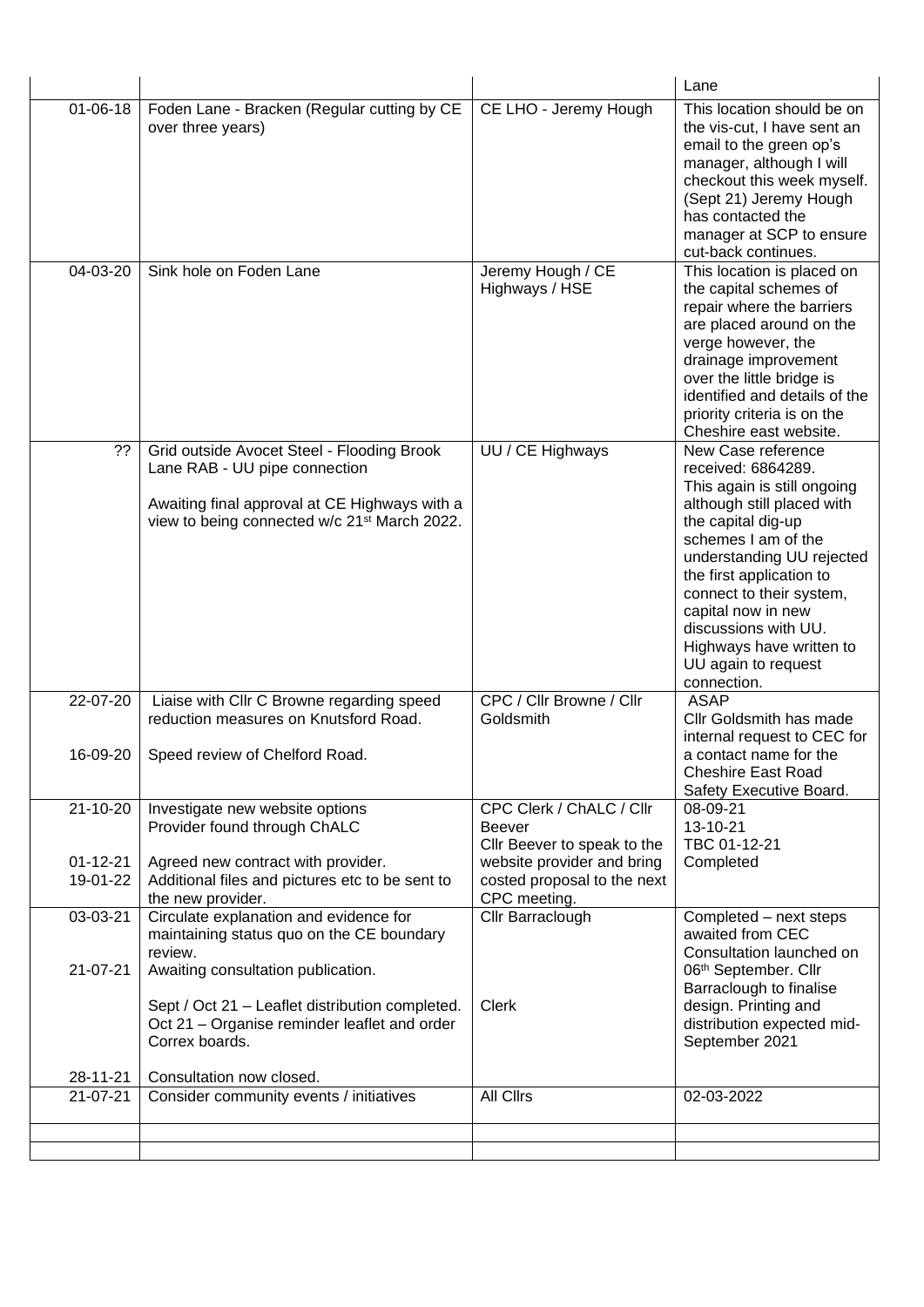| | | | |
|---|---|---|---|
| | | | Lane |
| 01-06-18 | Foden Lane - Bracken (Regular cutting by CE over three years) | CE LHO - Jeremy Hough | This location should be on the vis-cut, I have sent an email to the green op's manager, although I will checkout this week myself. (Sept 21) Jeremy Hough has contacted the manager at SCP to ensure cut-back continues. |
| 04-03-20 | Sink hole on Foden Lane | Jeremy Hough / CE Highways / HSE | This location is placed on the capital schemes of repair where the barriers are placed around on the verge however, the drainage improvement over the little bridge is identified and details of the priority criteria is on the Cheshire east website. |
| ?? | Grid outside Avocet Steel - Flooding Brook Lane RAB - UU pipe connection<br><br>Awaiting final approval at CE Highways with a view to being connected w/c 21st March 2022. | UU / CE Highways | New Case reference received: 6864289.<br>This again is still ongoing although still placed with the capital dig-up schemes I am of the understanding UU rejected the first application to connect to their system, capital now in new discussions with UU. Highways have written to UU again to request connection. |
| 22-07-20<br><br>16-09-20 | Liaise with Cllr C Browne regarding speed reduction measures on Knutsford Road.<br><br>Speed review of Chelford Road. | CPC / Cllr Browne / Cllr Goldsmith | ASAP<br>Cllr Goldsmith has made internal request to CEC for a contact name for the Cheshire East Road Safety Executive Board. |
| 21-10-20<br><br>01-12-21<br>19-01-22 | Investigate new website options<br>Provider found through ChALC<br><br>Agreed new contract with provider.<br>Additional files and pictures etc to be sent to the new provider. | CPC Clerk / ChALC / Cllr Beever<br>Cllr Beever to speak to the website provider and bring costed proposal to the next CPC meeting. | 08-09-21<br>13-10-21<br>TBC 01-12-21<br>Completed |
| 03-03-21<br><br>21-07-21<br><br><br><br>28-11-21 | Circulate explanation and evidence for maintaining status quo on the CE boundary review.<br>Awaiting consultation publication.<br><br>Sept / Oct 21 – Leaflet distribution completed.<br>Oct 21 – Organise reminder leaflet and order Correx boards.<br><br>Consultation now closed. | Cllr Barraclough<br><br><br><br>Clerk | Completed – next steps awaited from CEC<br>Consultation launched on 06th September. Cllr Barraclough to finalise design. Printing and distribution expected mid-September 2021 |
| 21-07-21 | Consider community events / initiatives | All Cllrs | 02-03-2022 |
| | | | |
| | | | |